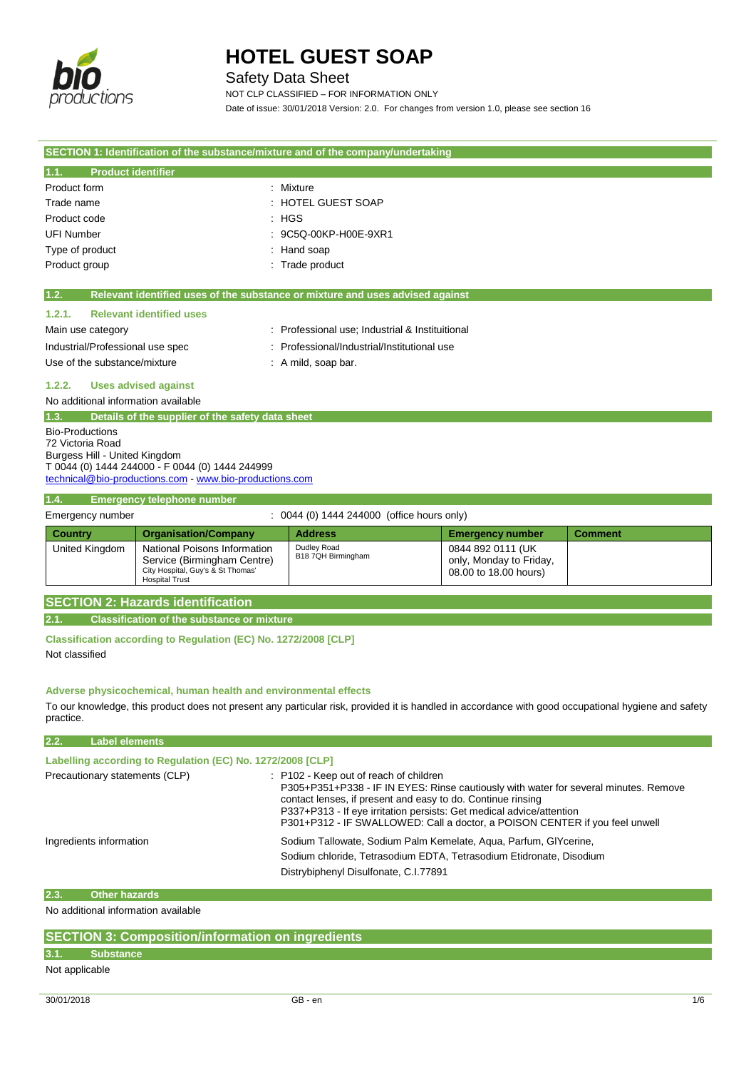# HOTEL GUEST SOAP

Safety Data Sheet

NOT CLP CLASSIFIED – FOR INFORMATION ONLY

Date of issue: 30/01/2018 Version: 2.0. For changes from version 1.0, please see section 16

## SECTION 1: Identification of the substance/mixture and of the company/undertaking

### 1.1. Product identifier

| | |
|---|---|
| Product form | : Mixture |
| Trade name | : HOTEL GUEST SOAP |
| Product code | : HGS |
| UFI Number | : 9C5Q-00KP-H00E-9XR1 |
| Type of product | : Hand soap |
| Product group | : Trade product |

### 1.2. Relevant identified uses of the substance or mixture and uses advised against

#### 1.2.1. Relevant identified uses

| | |
|---|---|
| Main use category | : Professional use; Industrial & Instituitional |
| Industrial/Professional use spec | : Professional/Industrial/Institutional use |
| Use of the substance/mixture | : A mild, soap bar. |

#### 1.2.2. Uses advised against

No additional information available

### 1.3. Details of the supplier of the safety data sheet

Bio-Productions
72 Victoria Road
Burgess Hill - United Kingdom
T 0044 (0) 1444 244000 - F 0044 (0) 1444 244999
technical@bio-productions.com - www.bio-productions.com

### 1.4. Emergency telephone number

Emergency number : 0044 (0) 1444 244000 (office hours only)

| Country | Organisation/Company | Address | Emergency number | Comment |
|---|---|---|---|---|
| United Kingdom | National Poisons Information Service (Birmingham Centre) City Hospital, Guy's & St Thomas' Hospital Trust | Dudley Road B18 7QH Birmingham | 0844 892 0111 (UK only, Monday to Friday, 08.00 to 18.00 hours) | |

## SECTION 2: Hazards identification

### 2.1. Classification of the substance or mixture

**Classification according to Regulation (EC) No. 1272/2008 [CLP]**

Not classified

**Adverse physicochemical, human health and environmental effects**

To our knowledge, this product does not present any particular risk, provided it is handled in accordance with good occupational hygiene and safety practice.

### 2.2. Label elements

**Labelling according to Regulation (EC) No. 1272/2008 [CLP]**

Precautionary statements (CLP) :
P102 - Keep out of reach of children
P305+P351+P338 - IF IN EYES: Rinse cautiously with water for several minutes. Remove contact lenses, if present and easy to do. Continue rinsing
P337+P313 - If eye irritation persists: Get medical advice/attention
P301+P312 - IF SWALLOWED: Call a doctor, a POISON CENTER if you feel unwell

Ingredients information
Sodium Tallowate, Sodium Palm Kemelate, Aqua, Parfum, GlYcerine,
Sodium chloride, Tetrasodium EDTA, Tetrasodium Etidronate, Disodium
Distrybiphenyl Disulfonate, C.I.77891

### 2.3. Other hazards

No additional information available

## SECTION 3: Composition/information on ingredients

### 3.1. Substance

Not applicable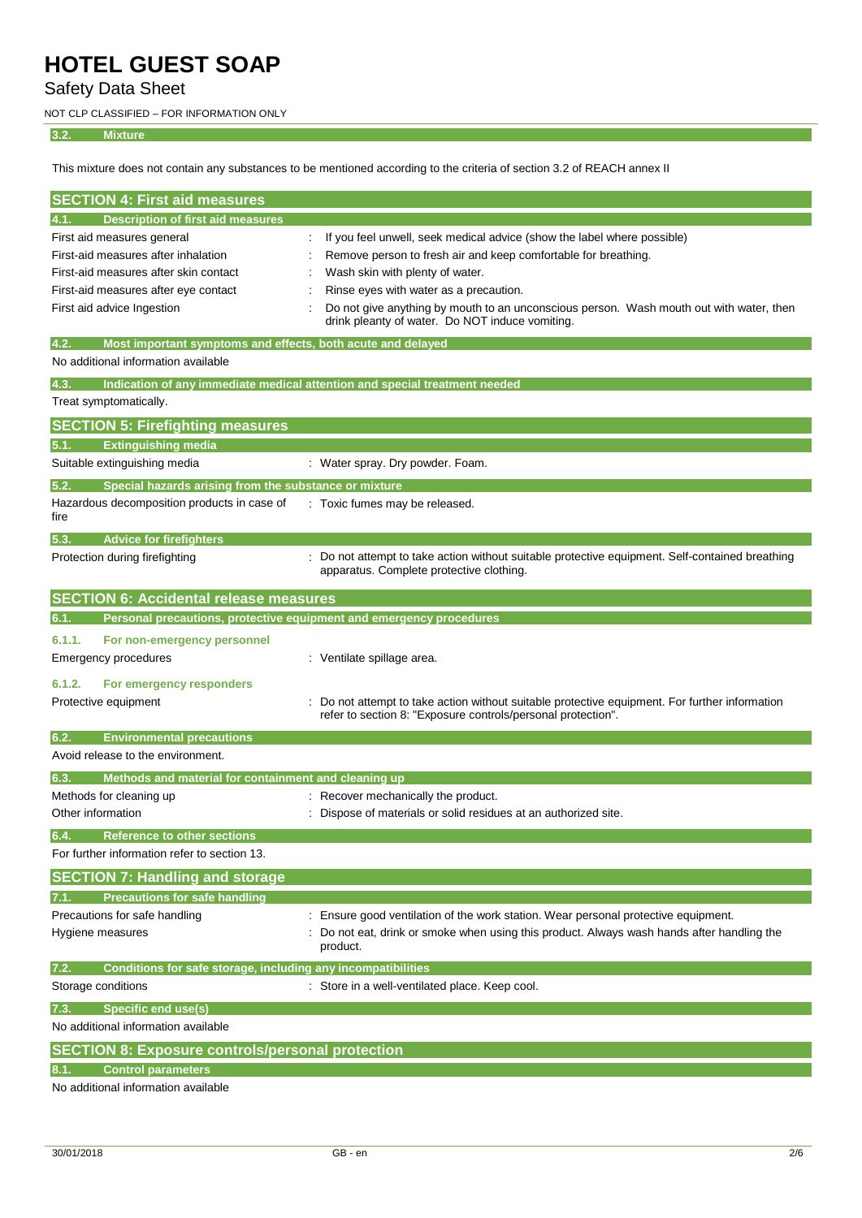### 3.2. Mixture

This mixture does not contain any substances to be mentioned according to the criteria of section 3.2 of REACH annex II

## SECTION 4: First aid measures

### 4.1. Description of first aid measures

| | |
|---|---|
| First aid measures general | : If you feel unwell, seek medical advice (show the label where possible) |
| First-aid measures after inhalation | : Remove person to fresh air and keep comfortable for breathing. |
| First-aid measures after skin contact | : Wash skin with plenty of water. |
| First-aid measures after eye contact | : Rinse eyes with water as a precaution. |
| First aid advice Ingestion | : Do not give anything by mouth to an unconscious person. Wash mouth out with water, then drink pleanty of water. Do NOT induce vomiting. |

### 4.2. Most important symptoms and effects, both acute and delayed

No additional information available

### 4.3. Indication of any immediate medical attention and special treatment needed

Treat symptomatically.

## SECTION 5: Firefighting measures

### 5.1. Extinguishing media

| | |
|---|---|
| Suitable extinguishing media | : Water spray. Dry powder. Foam. |

### 5.2. Special hazards arising from the substance or mixture

| | |
|---|---|
| Hazardous decomposition products in case of fire | : Toxic fumes may be released. |

### 5.3. Advice for firefighters

| | |
|---|---|
| Protection during firefighting | : Do not attempt to take action without suitable protective equipment. Self-contained breathing apparatus. Complete protective clothing. |

## SECTION 6: Accidental release measures

### 6.1. Personal precautions, protective equipment and emergency procedures

#### 6.1.1. For non-emergency personnel

| | |
|---|---|
| Emergency procedures | : Ventilate spillage area. |

#### 6.1.2. For emergency responders

| | |
|---|---|
| Protective equipment | : Do not attempt to take action without suitable protective equipment. For further information refer to section 8: "Exposure controls/personal protection". |

### 6.2. Environmental precautions

Avoid release to the environment.

### 6.3. Methods and material for containment and cleaning up

| | |
|---|---|
| Methods for cleaning up | : Recover mechanically the product. |
| Other information | : Dispose of materials or solid residues at an authorized site. |

### 6.4. Reference to other sections

For further information refer to section 13.

## SECTION 7: Handling and storage

### 7.1. Precautions for safe handling

| | |
|---|---|
| Precautions for safe handling | : Ensure good ventilation of the work station. Wear personal protective equipment. |
| Hygiene measures | : Do not eat, drink or smoke when using this product. Always wash hands after handling the product. |

### 7.2. Conditions for safe storage, including any incompatibilities

| | |
|---|---|
| Storage conditions | : Store in a well-ventilated place. Keep cool. |

### 7.3. Specific end use(s)

No additional information available

## SECTION 8: Exposure controls/personal protection

### 8.1. Control parameters

No additional information available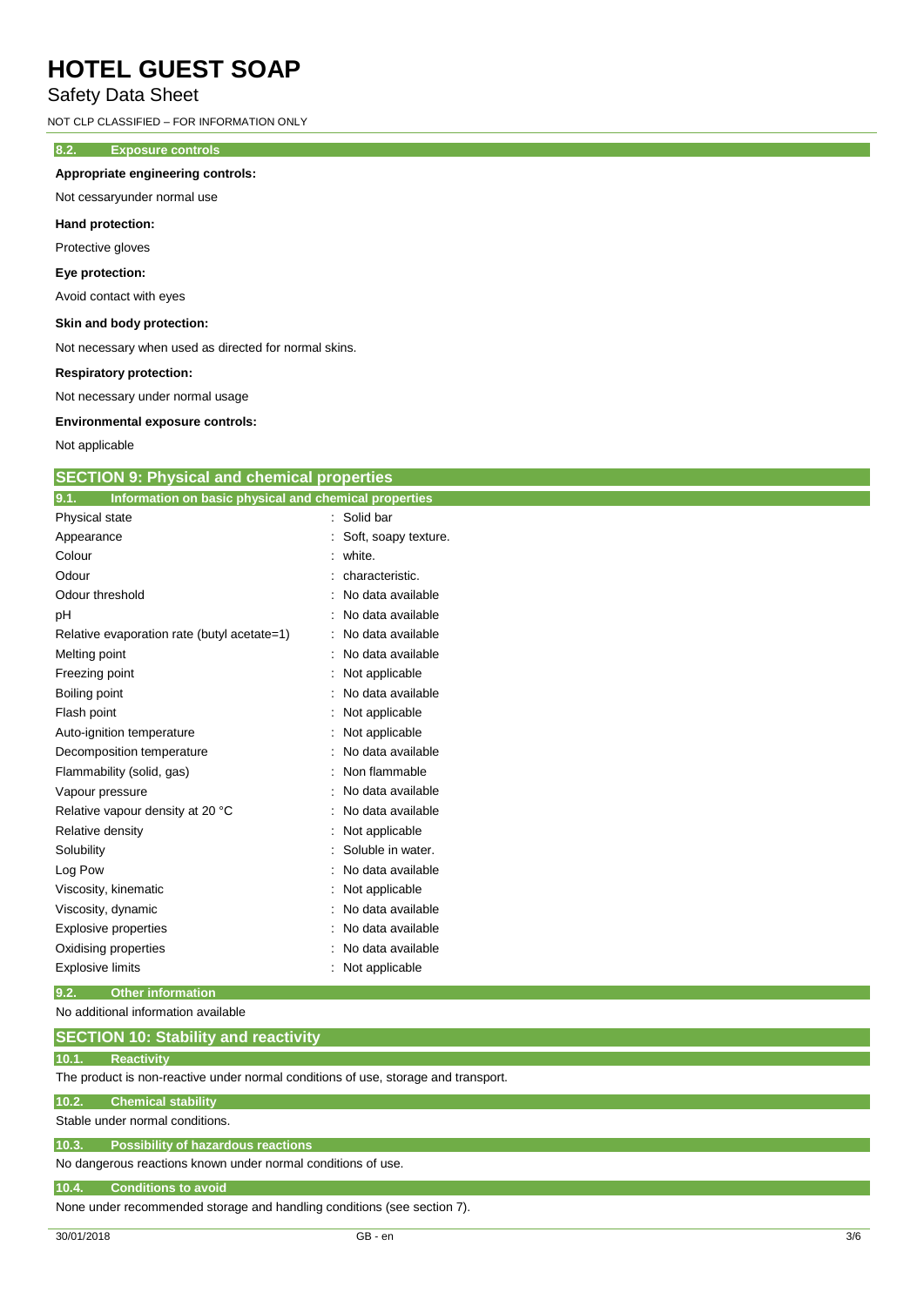### 8.2. Exposure controls

**Appropriate engineering controls:**

Not cessaryunder normal use

**Hand protection:**

Protective gloves

**Eye protection:**

Avoid contact with eyes

**Skin and body protection:**

Not necessary when used as directed for normal skins.

**Respiratory protection:**

Not necessary under normal usage

**Environmental exposure controls:**

Not applicable

## SECTION 9: Physical and chemical properties

### 9.1. Information on basic physical and chemical properties

| Property | Value |
|---|---|
| Physical state | Solid bar |
| Appearance | Soft, soapy texture. |
| Colour | white. |
| Odour | characteristic. |
| Odour threshold | No data available |
| pH | No data available |
| Relative evaporation rate (butyl acetate=1) | No data available |
| Melting point | No data available |
| Freezing point | Not applicable |
| Boiling point | No data available |
| Flash point | Not applicable |
| Auto-ignition temperature | Not applicable |
| Decomposition temperature | No data available |
| Flammability (solid, gas) | Non flammable |
| Vapour pressure | No data available |
| Relative vapour density at 20 °C | No data available |
| Relative density | Not applicable |
| Solubility | Soluble in water. |
| Log Pow | No data available |
| Viscosity, kinematic | Not applicable |
| Viscosity, dynamic | No data available |
| Explosive properties | No data available |
| Oxidising properties | No data available |
| Explosive limits | Not applicable |

### 9.2. Other information

No additional information available

## SECTION 10: Stability and reactivity

### 10.1. Reactivity

The product is non-reactive under normal conditions of use, storage and transport.

### 10.2. Chemical stability

Stable under normal conditions.

### 10.3. Possibility of hazardous reactions

No dangerous reactions known under normal conditions of use.

### 10.4. Conditions to avoid

None under recommended storage and handling conditions (see section 7).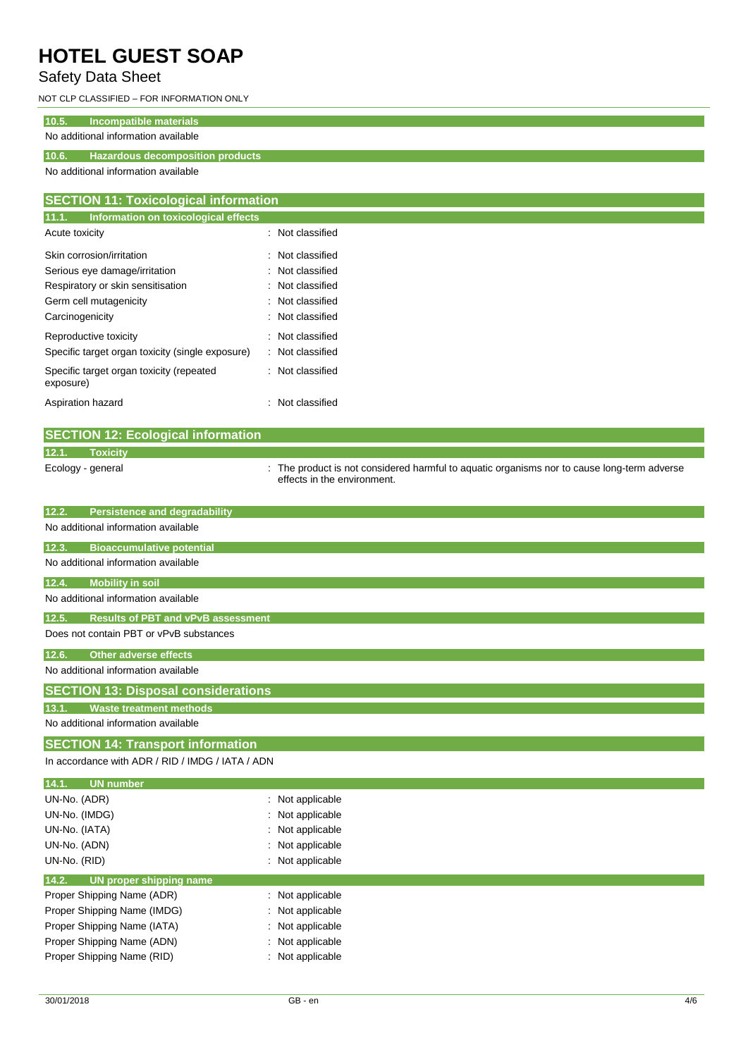### 10.5. Incompatible materials

No additional information available

### 10.6. Hazardous decomposition products

No additional information available

## SECTION 11: Toxicological information

### 11.1. Information on toxicological effects

| | |
|---|---|
| Acute toxicity | : Not classified |
| Skin corrosion/irritation | : Not classified |
| Serious eye damage/irritation | : Not classified |
| Respiratory or skin sensitisation | : Not classified |
| Germ cell mutagenicity | : Not classified |
| Carcinogenicity | : Not classified |
| Reproductive toxicity | : Not classified |
| Specific target organ toxicity (single exposure) | : Not classified |
| Specific target organ toxicity (repeated exposure) | : Not classified |
| Aspiration hazard | : Not classified |

## SECTION 12: Ecological information

### 12.1. Toxicity

| | |
|---|---|
| Ecology - general | : The product is not considered harmful to aquatic organisms nor to cause long-term adverse effects in the environment. |

### 12.2. Persistence and degradability

No additional information available

### 12.3. Bioaccumulative potential

No additional information available

### 12.4. Mobility in soil

No additional information available

### 12.5. Results of PBT and vPvB assessment

Does not contain PBT or vPvB substances

### 12.6. Other adverse effects

No additional information available

## SECTION 13: Disposal considerations

### 13.1. Waste treatment methods

No additional information available

## SECTION 14: Transport information

In accordance with ADR / RID / IMDG / IATA / ADN

### 14.1. UN number

| | |
|---|---|
| UN-No. (ADR) | : Not applicable |
| UN-No. (IMDG) | : Not applicable |
| UN-No. (IATA) | : Not applicable |
| UN-No. (ADN) | : Not applicable |
| UN-No. (RID) | : Not applicable |

### 14.2. UN proper shipping name

| | |
|---|---|
| Proper Shipping Name (ADR) | : Not applicable |
| Proper Shipping Name (IMDG) | : Not applicable |
| Proper Shipping Name (IATA) | : Not applicable |
| Proper Shipping Name (ADN) | : Not applicable |
| Proper Shipping Name (RID) | : Not applicable |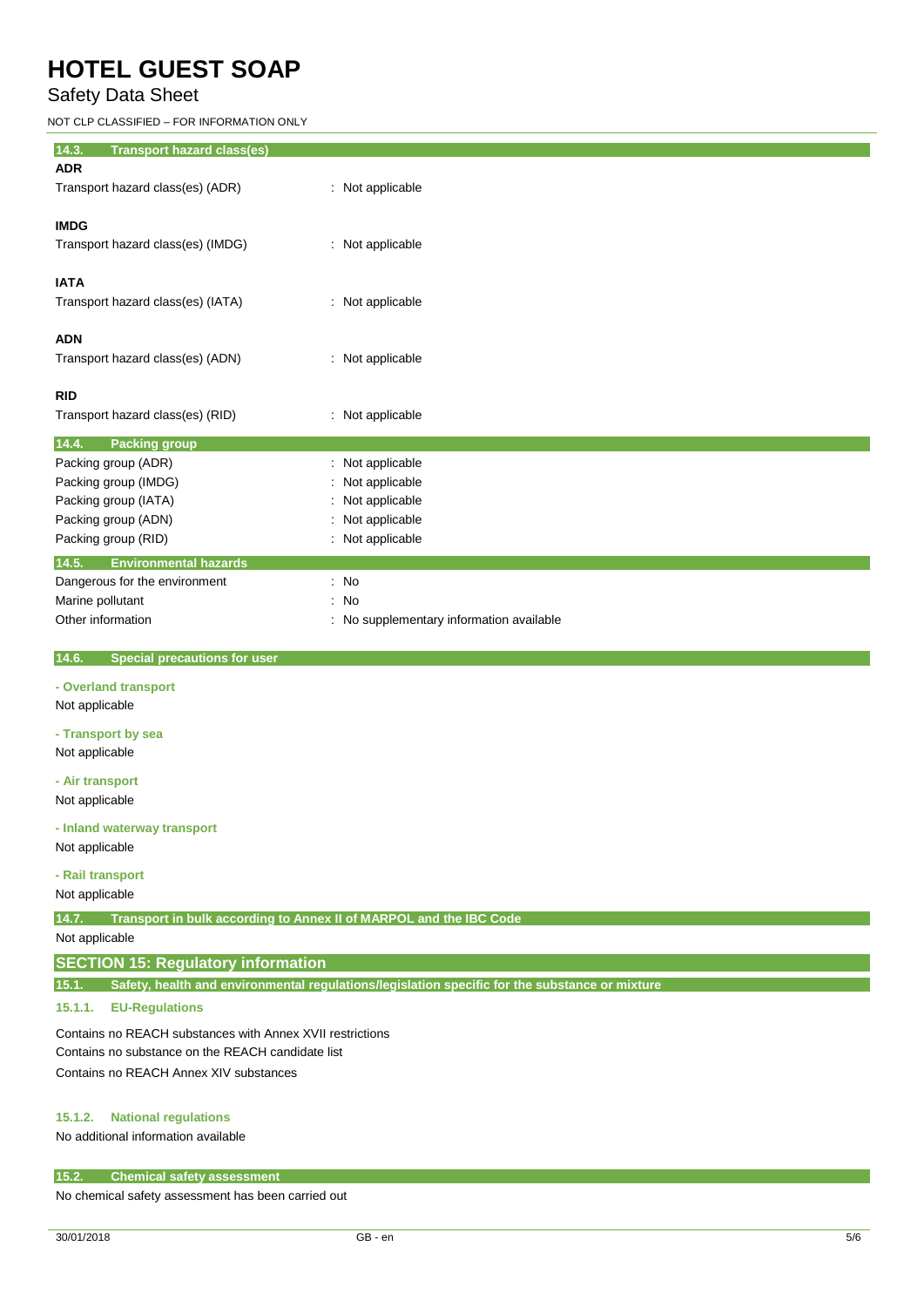### 14.3. Transport hazard class(es)

**ADR**

Transport hazard class(es) (ADR) : Not applicable

**IMDG**

Transport hazard class(es) (IMDG) : Not applicable

**IATA**

Transport hazard class(es) (IATA) : Not applicable

**ADN**

Transport hazard class(es) (ADN) : Not applicable

**RID**

Transport hazard class(es) (RID) : Not applicable

### 14.4. Packing group

Packing group (ADR) : Not applicable
Packing group (IMDG) : Not applicable
Packing group (IATA) : Not applicable
Packing group (ADN) : Not applicable
Packing group (RID) : Not applicable

### 14.5. Environmental hazards

Dangerous for the environment : No
Marine pollutant : No
Other information : No supplementary information available

### 14.6. Special precautions for user

**- Overland transport**

Not applicable

**- Transport by sea**

Not applicable

**- Air transport**

Not applicable

**- Inland waterway transport**

Not applicable

**- Rail transport**

Not applicable

### 14.7. Transport in bulk according to Annex II of MARPOL and the IBC Code

Not applicable

## SECTION 15: Regulatory information

### 15.1. Safety, health and environmental regulations/legislation specific for the substance or mixture

#### 15.1.1. EU-Regulations

Contains no REACH substances with Annex XVII restrictions
Contains no substance on the REACH candidate list
Contains no REACH Annex XIV substances

#### 15.1.2. National regulations

No additional information available

### 15.2. Chemical safety assessment

No chemical safety assessment has been carried out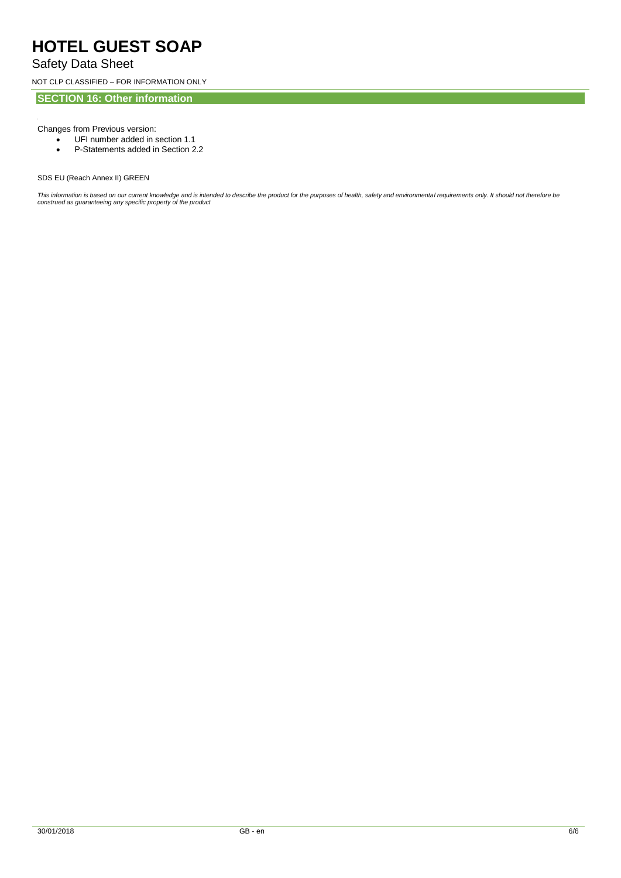## SECTION 16: Other information

Changes from Previous version:

- UFI number added in section 1.1
- P-Statements added in Section 2.2

SDS EU (Reach Annex II) GREEN

*This information is based on our current knowledge and is intended to describe the product for the purposes of health, safety and environmental requirements only. It should not therefore be construed as guaranteeing any specific property of the product*